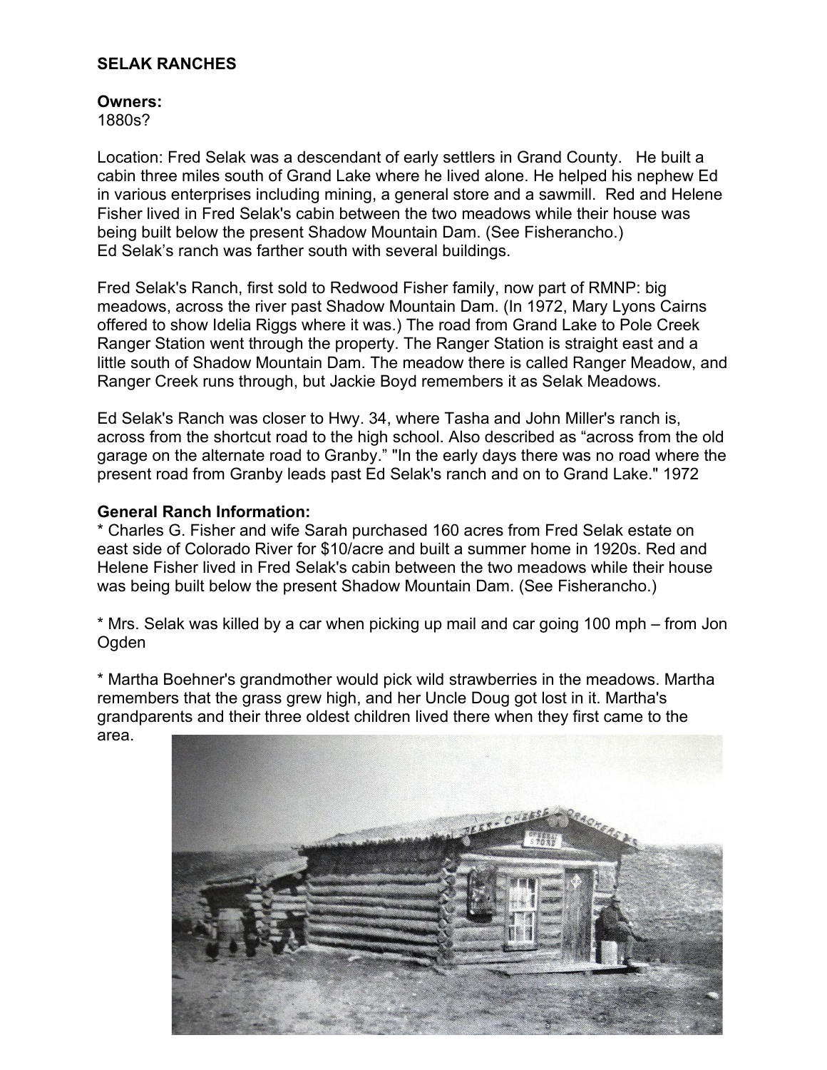**SELAK RANCHES**

**Owners:**
1880s?

Location: Fred Selak was a descendant of early settlers in Grand County. He built a cabin three miles south of Grand Lake where he lived alone. He helped his nephew Ed in various enterprises including mining, a general store and a sawmill. Red and Helene Fisher lived in Fred Selak's cabin between the two meadows while their house was being built below the present Shadow Mountain Dam. (See Fisherancho.)
Ed Selak's ranch was farther south with several buildings.

Fred Selak's Ranch, first sold to Redwood Fisher family, now part of RMNP: big meadows, across the river past Shadow Mountain Dam. (In 1972, Mary Lyons Cairns offered to show Idelia Riggs where it was.) The road from Grand Lake to Pole Creek Ranger Station went through the property. The Ranger Station is straight east and a little south of Shadow Mountain Dam. The meadow there is called Ranger Meadow, and Ranger Creek runs through, but Jackie Boyd remembers it as Selak Meadows.

Ed Selak's Ranch was closer to Hwy. 34, where Tasha and John Miller's ranch is, across from the shortcut road to the high school. Also described as "across from the old garage on the alternate road to Granby." "In the early days there was no road where the present road from Granby leads past Ed Selak's ranch and on to Grand Lake." 1972

**General Ranch Information:**
* Charles G. Fisher and wife Sarah purchased 160 acres from Fred Selak estate on east side of Colorado River for $10/acre and built a summer home in 1920s. Red and Helene Fisher lived in Fred Selak's cabin between the two meadows while their house was being built below the present Shadow Mountain Dam. (See Fisherancho.)

* Mrs. Selak was killed by a car when picking up mail and car going 100 mph – from Jon Ogden

* Martha Boehner's grandmother would pick wild strawberries in the meadows. Martha remembers that the grass grew high, and her Uncle Doug got lost in it. Martha's grandparents and their three oldest children lived there when they first came to the area.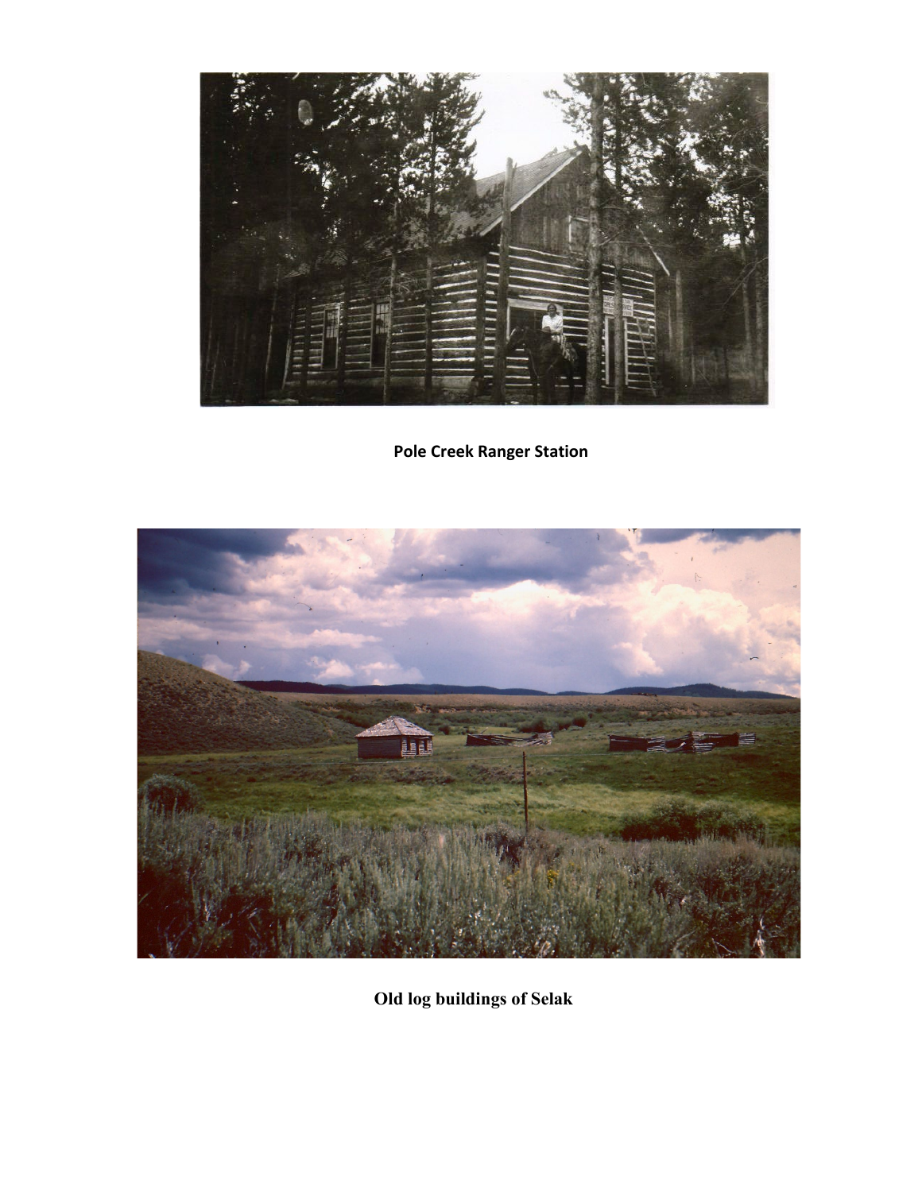**Pole Creek Ranger Station**

**Old log buildings of Selak**